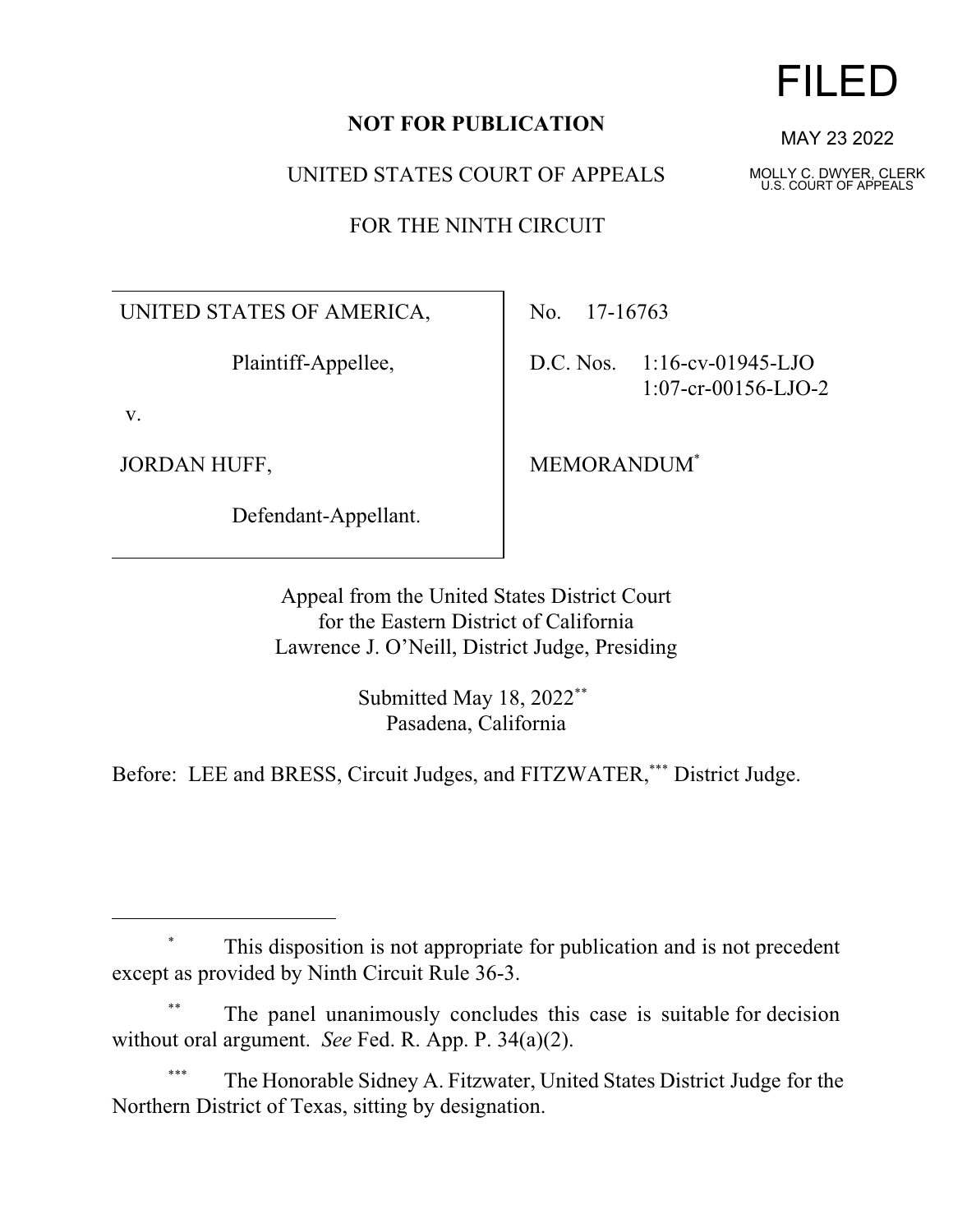FILED

MAY 23 2022

MOLLY C. DWYER, CLERK
U.S. COURT OF APPEALS

**NOT FOR PUBLICATION**

UNITED STATES COURT OF APPEALS

FOR THE NINTH CIRCUIT

| | |
|---|---|
| UNITED STATES OF AMERICA,<br><br>Plaintiff-Appellee,<br><br>v.<br><br>JORDAN HUFF,<br><br>Defendant-Appellant. | No. 17-16763<br><br>D.C. Nos. 1:16-cv-01945-LJO<br>1:07-cr-00156-LJO-2<br><br>MEMORANDUM[*] |

Appeal from the United States District Court
for the Eastern District of California
Lawrence J. O'Neill, District Judge, Presiding

Submitted May 18, 2022[**]
Pasadena, California

Before: LEE and BRESS, Circuit Judges, and FITZWATER,[***] District Judge.

---

[*] This disposition is not appropriate for publication and is not precedent except as provided by Ninth Circuit Rule 36-3.

[**] The panel unanimously concludes this case is suitable for decision without oral argument. *See* Fed. R. App. P. 34(a)(2).

[***] The Honorable Sidney A. Fitzwater, United States District Judge for the Northern District of Texas, sitting by designation.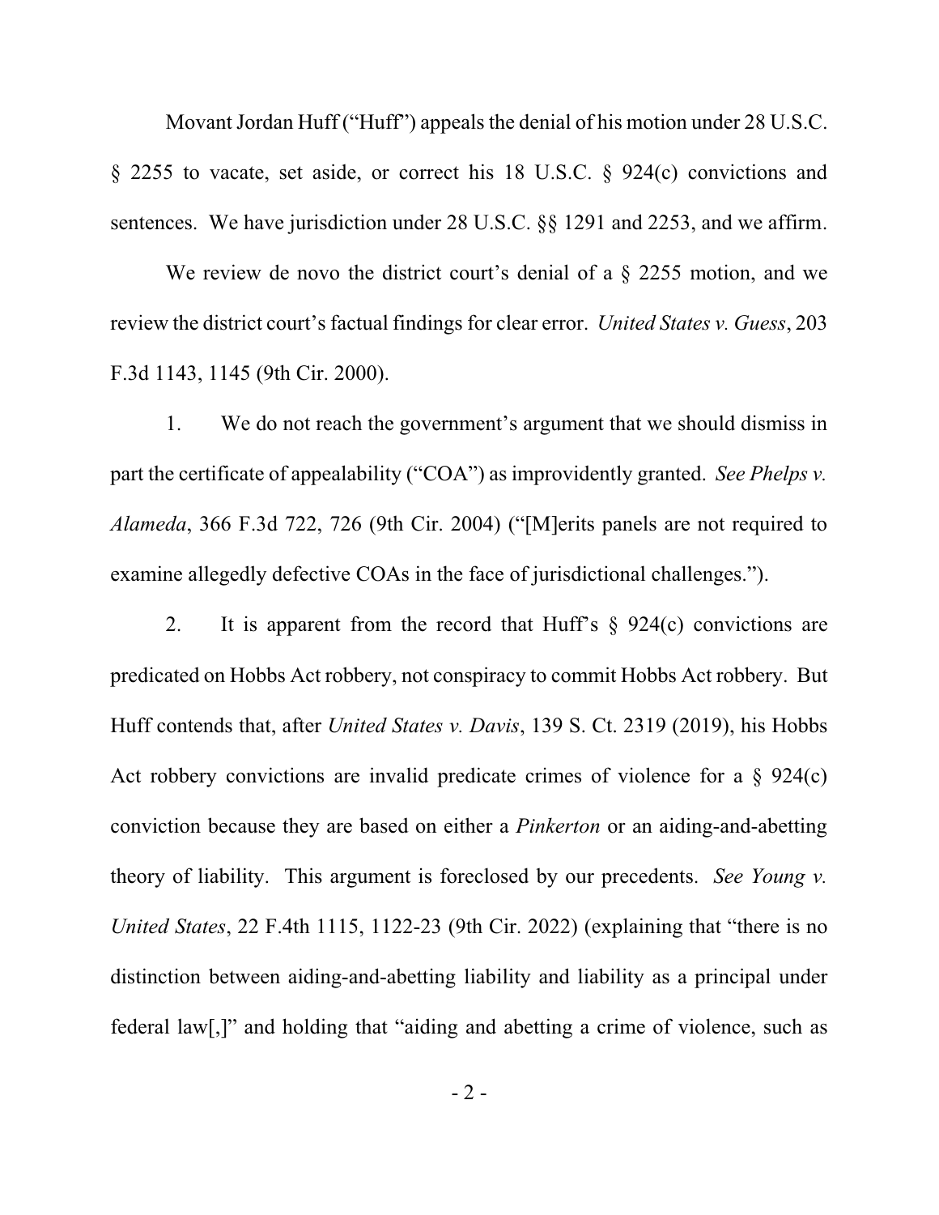Movant Jordan Huff ("Huff") appeals the denial of his motion under 28 U.S.C. § 2255 to vacate, set aside, or correct his 18 U.S.C. § 924(c) convictions and sentences. We have jurisdiction under 28 U.S.C. §§ 1291 and 2253, and we affirm.

We review de novo the district court's denial of a § 2255 motion, and we review the district court's factual findings for clear error. *United States v. Guess*, 203 F.3d 1143, 1145 (9th Cir. 2000).

1. We do not reach the government's argument that we should dismiss in part the certificate of appealability ("COA") as improvidently granted. *See Phelps v. Alameda*, 366 F.3d 722, 726 (9th Cir. 2004) ("[M]erits panels are not required to examine allegedly defective COAs in the face of jurisdictional challenges.").

2. It is apparent from the record that Huff's § 924(c) convictions are predicated on Hobbs Act robbery, not conspiracy to commit Hobbs Act robbery. But Huff contends that, after *United States v. Davis*, 139 S. Ct. 2319 (2019), his Hobbs Act robbery convictions are invalid predicate crimes of violence for a § 924(c) conviction because they are based on either a *Pinkerton* or an aiding-and-abetting theory of liability. This argument is foreclosed by our precedents. *See Young v. United States*, 22 F.4th 1115, 1122-23 (9th Cir. 2022) (explaining that "there is no distinction between aiding-and-abetting liability and liability as a principal under federal law[,]" and holding that "aiding and abetting a crime of violence, such as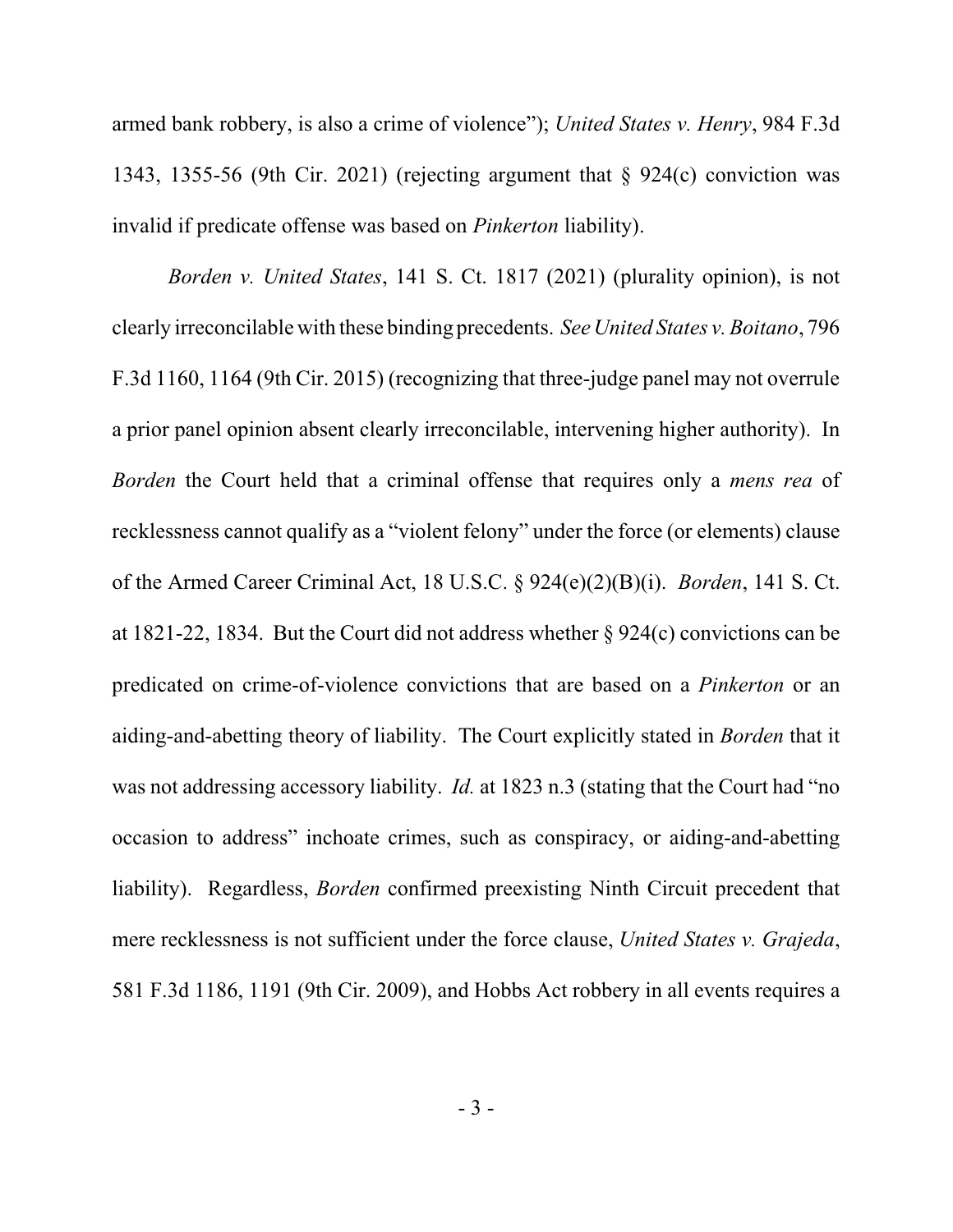armed bank robbery, is also a crime of violence"); *United States v. Henry*, 984 F.3d 1343, 1355-56 (9th Cir. 2021) (rejecting argument that § 924(c) conviction was invalid if predicate offense was based on *Pinkerton* liability).

*Borden v. United States*, 141 S. Ct. 1817 (2021) (plurality opinion), is not clearly irreconcilable with these binding precedents. *See United States v. Boitano*, 796 F.3d 1160, 1164 (9th Cir. 2015) (recognizing that three-judge panel may not overrule a prior panel opinion absent clearly irreconcilable, intervening higher authority). In *Borden* the Court held that a criminal offense that requires only a *mens rea* of recklessness cannot qualify as a "violent felony" under the force (or elements) clause of the Armed Career Criminal Act, 18 U.S.C. § 924(e)(2)(B)(i). *Borden*, 141 S. Ct. at 1821-22, 1834. But the Court did not address whether § 924(c) convictions can be predicated on crime-of-violence convictions that are based on a *Pinkerton* or an aiding-and-abetting theory of liability. The Court explicitly stated in *Borden* that it was not addressing accessory liability. *Id.* at 1823 n.3 (stating that the Court had "no occasion to address" inchoate crimes, such as conspiracy, or aiding-and-abetting liability). Regardless, *Borden* confirmed preexisting Ninth Circuit precedent that mere recklessness is not sufficient under the force clause, *United States v. Grajeda*, 581 F.3d 1186, 1191 (9th Cir. 2009), and Hobbs Act robbery in all events requires a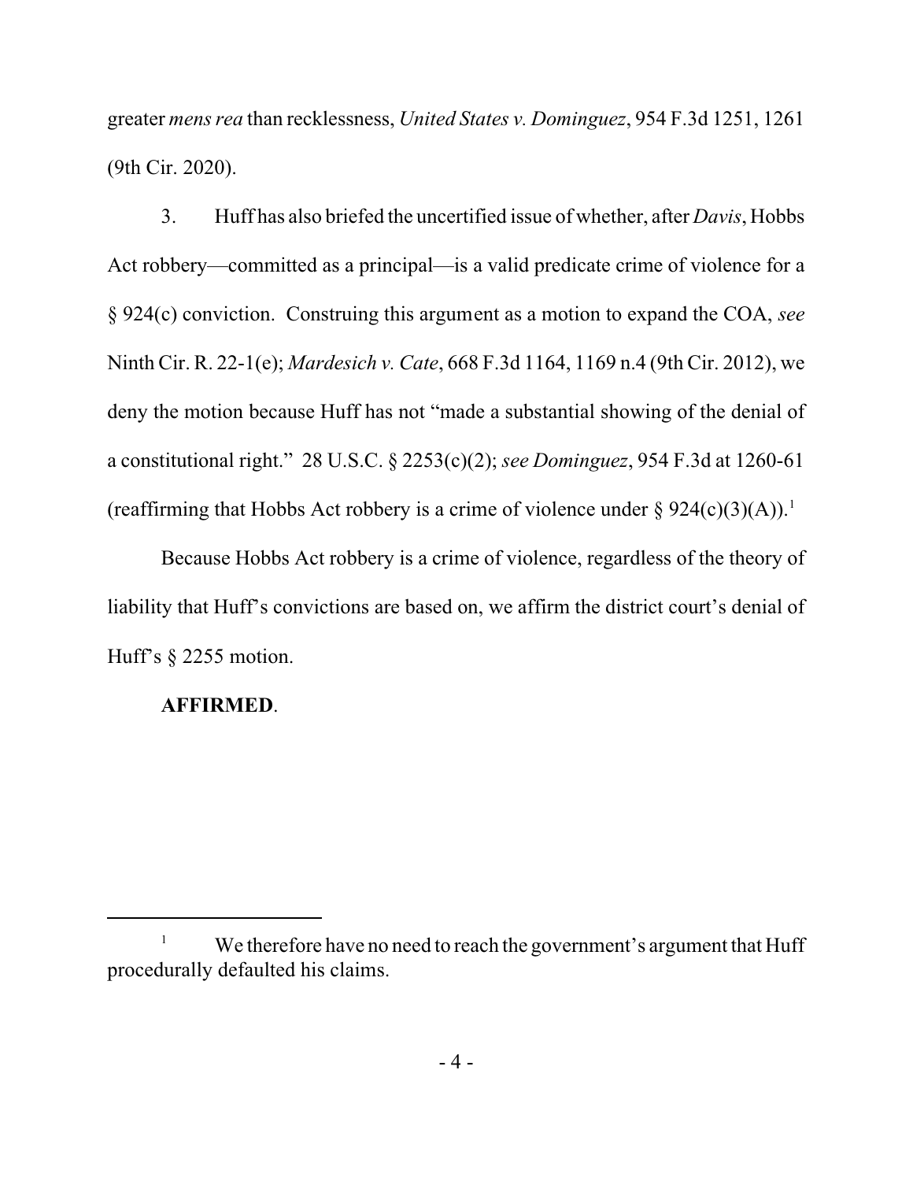greater *mens rea* than recklessness, *United States v. Dominguez*, 954 F.3d 1251, 1261 (9th Cir. 2020).

3. Huff has also briefed the uncertified issue of whether, after *Davis*, Hobbs Act robbery—committed as a principal—is a valid predicate crime of violence for a § 924(c) conviction. Construing this argument as a motion to expand the COA, *see* Ninth Cir. R. 22-1(e); *Mardesich v. Cate*, 668 F.3d 1164, 1169 n.4 (9th Cir. 2012), we deny the motion because Huff has not "made a substantial showing of the denial of a constitutional right." 28 U.S.C. § 2253(c)(2); *see Dominguez*, 954 F.3d at 1260-61 (reaffirming that Hobbs Act robbery is a crime of violence under § 924(c)(3)(A)).[1]

Because Hobbs Act robbery is a crime of violence, regardless of the theory of liability that Huff's convictions are based on, we affirm the district court's denial of Huff's § 2255 motion.

**AFFIRMED**.

---

[1] We therefore have no need to reach the government's argument that Huff procedurally defaulted his claims.